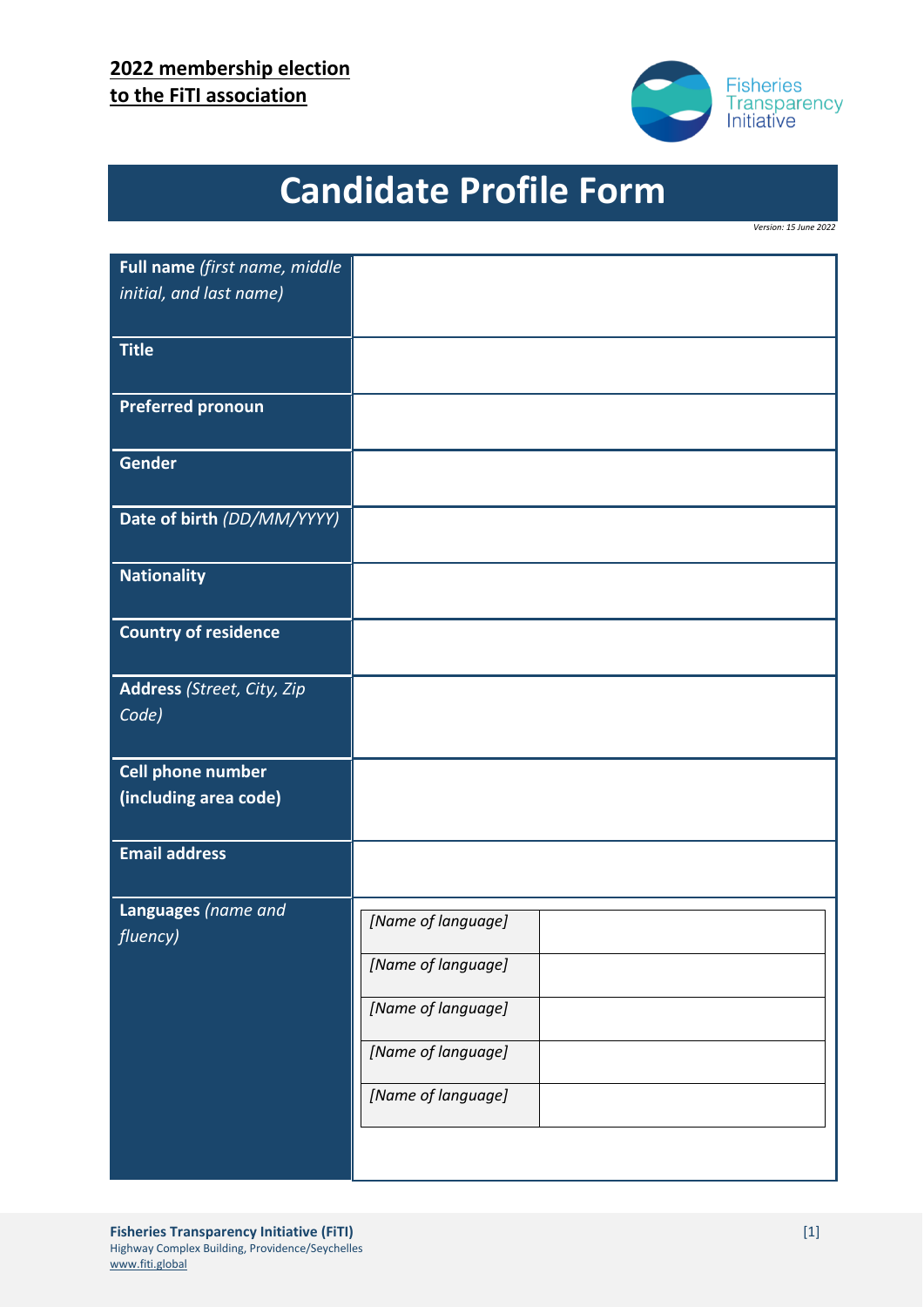**2022 membership election to the FiTI association**

Fisheries Transparency Initiative

# Candidate Profile Form

*Version: 15 June 2022*

| | |
|---|---|
| **Full name** *(first name, middle initial, and last name)* | |
| **Title** | |
| **Preferred pronoun** | |
| **Gender** | |
| **Date of birth** *(DD/MM/YYYY)* | |
| **Nationality** | |
| **Country of residence** | |
| **Address** *(Street, City, Zip Code)* | |
| **Cell phone number (including area code)** | |
| **Email address** | |
| **Languages** *(name and fluency)* | *[Name of language]* |
| | *[Name of language]* |
| | *[Name of language]* |
| | *[Name of language]* |
| | *[Name of language]* |

**Fisheries Transparency Initiative (FiTI)**
Highway Complex Building, Providence/Seychelles
www.fiti.global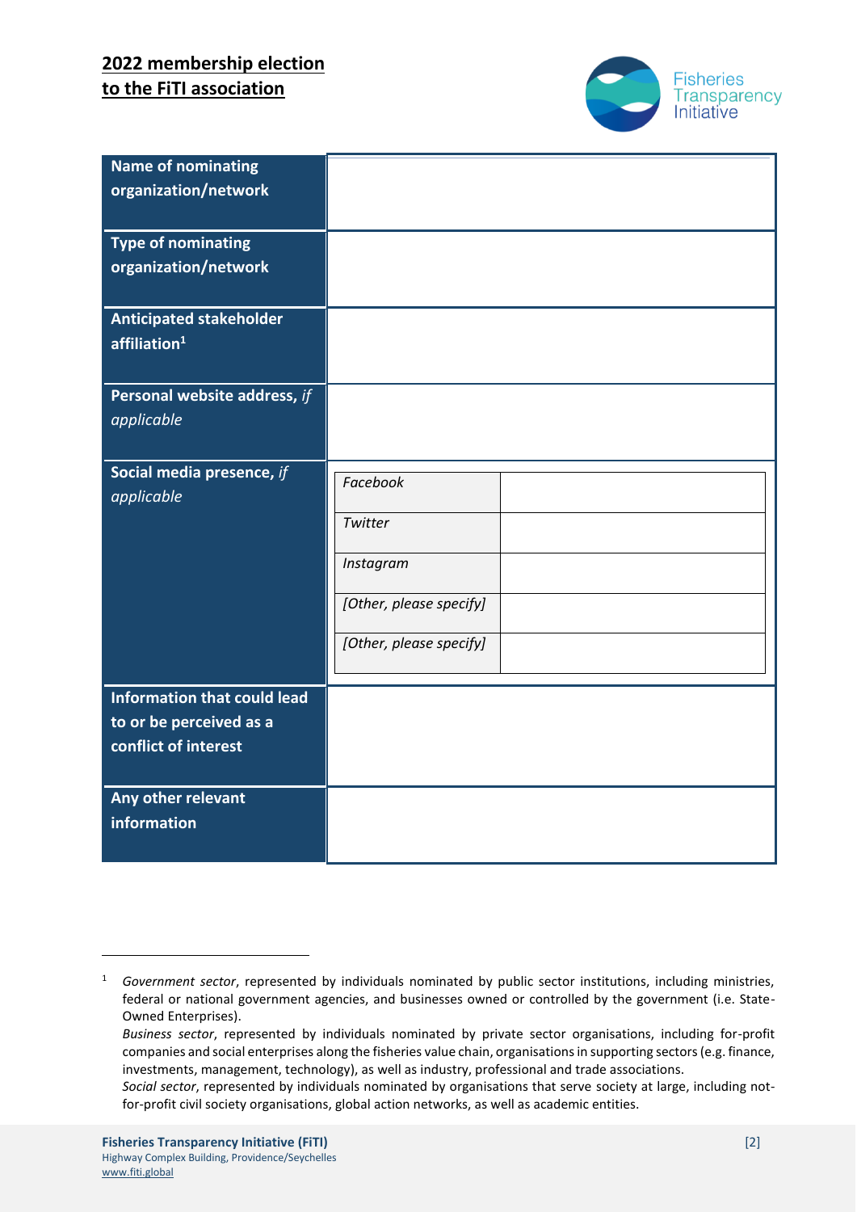## 2022 membership election to the FiTI association

| | |
|---|---|
| **Name of nominating organization/network** | |
| **Type of nominating organization/network** | |
| **Anticipated stakeholder affiliation**[1] | |
| **Personal website address,** *if applicable* | |
| **Social media presence,** *if applicable* | *Facebook*: |
| | *Twitter*: |
| | *Instagram*: |
| | *[Other, please specify]*: |
| | *[Other, please specify]*: |
| **Information that could lead to or be perceived as a conflict of interest** | |
| **Any other relevant information** | |

[1] *Government sector*, represented by individuals nominated by public sector institutions, including ministries, federal or national government agencies, and businesses owned or controlled by the government (i.e. State-Owned Enterprises).
*Business sector*, represented by individuals nominated by private sector organisations, including for-profit companies and social enterprises along the fisheries value chain, organisations in supporting sectors (e.g. finance, investments, management, technology), as well as industry, professional and trade associations.
*Social sector*, represented by individuals nominated by organisations that serve society at large, including not-for-profit civil society organisations, global action networks, as well as academic entities.